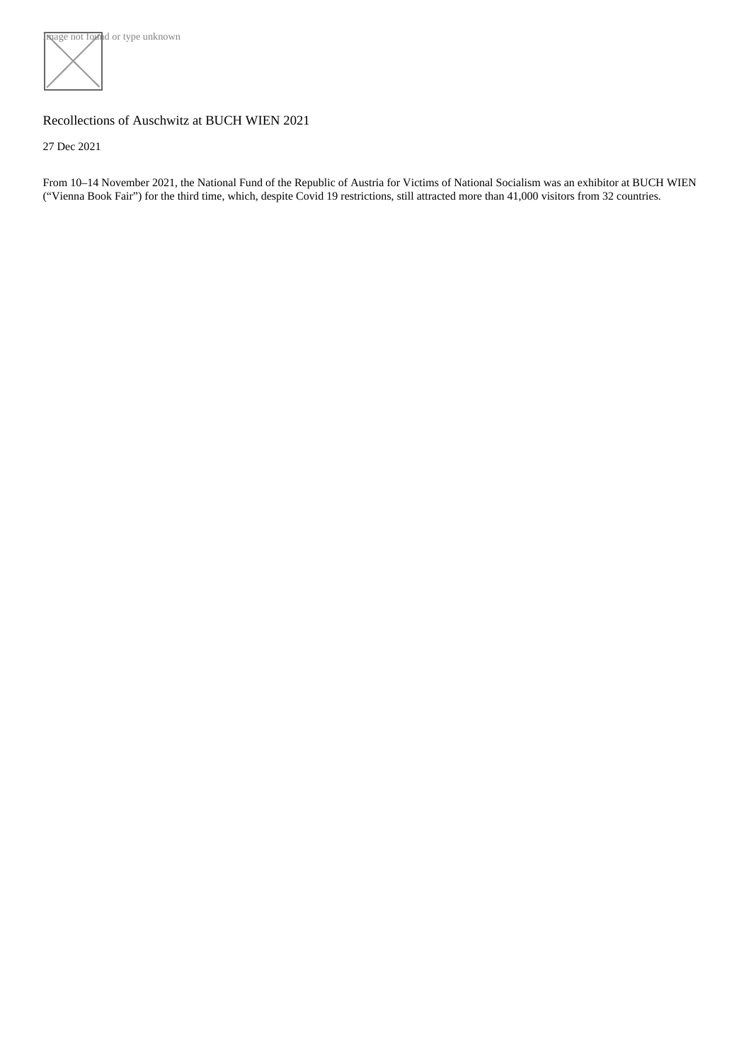# Recollections of Auschwitz at BUCH WIEN 2021

27 Dec 2021

From 10–14 November 2021, the National Fund of the Republic of Austria for Victims of National Socialism was an exhibitor at BUCH WIEN ("Vienna Book Fair") for the third time, which, despite Covid 19 restrictions, still attracted more than 41,000 visitors from 32 countries.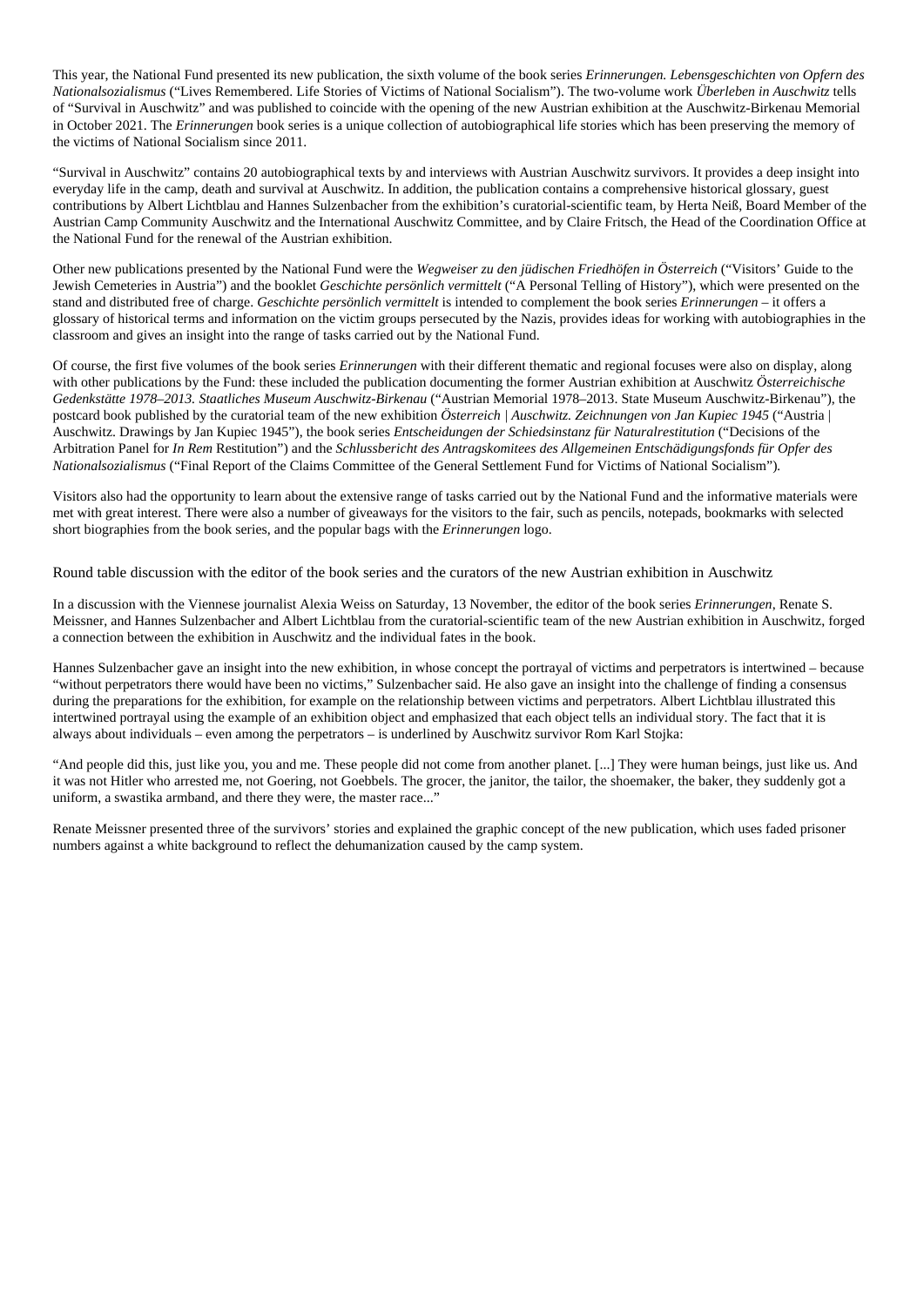This year, the National Fund presented its new publication, the sixth volume of the book series *Erinnerungen. Lebensgeschichten von Opfern des Nationalsozialismus* ("Lives Remembered. Life Stories of Victims of National Socialism"). The two-volume work *Überleben in Auschwitz* tells of "Survival in Auschwitz" and was published to coincide with the opening of the new Austrian exhibition at the Auschwitz-Birkenau Memorial in October 2021. The *Erinnerungen* book series is a unique collection of autobiographical life stories which has been preserving the memory of the victims of National Socialism since 2011.

"Survival in Auschwitz" contains 20 autobiographical texts by and interviews with Austrian Auschwitz survivors. It provides a deep insight into everyday life in the camp, death and survival at Auschwitz. In addition, the publication contains a comprehensive historical glossary, guest contributions by Albert Lichtblau and Hannes Sulzenbacher from the exhibition's curatorial-scientific team, by Herta Neiß, Board Member of the Austrian Camp Community Auschwitz and the International Auschwitz Committee, and by Claire Fritsch, the Head of the Coordination Office at the National Fund for the renewal of the Austrian exhibition.

Other new publications presented by the National Fund were the *Wegweiser zu den jüdischen Friedhöfen in Österreich* ("Visitors' Guide to the Jewish Cemeteries in Austria") and the booklet *Geschichte persönlich vermittelt* ("A Personal Telling of History"), which were presented on the stand and distributed free of charge. *Geschichte persönlich vermittelt* is intended to complement the book series *Erinnerungen* – it offers a glossary of historical terms and information on the victim groups persecuted by the Nazis, provides ideas for working with autobiographies in the classroom and gives an insight into the range of tasks carried out by the National Fund.

Of course, the first five volumes of the book series *Erinnerungen* with their different thematic and regional focuses were also on display, along with other publications by the Fund: these included the publication documenting the former Austrian exhibition at Auschwitz *Österreichische Gedenkstätte 1978–2013. Staatliches Museum Auschwitz-Birkenau* ("Austrian Memorial 1978–2013. State Museum Auschwitz-Birkenau"), the postcard book published by the curatorial team of the new exhibition *Österreich | Auschwitz. Zeichnungen von Jan Kupiec 1945* ("Austria | Auschwitz. Drawings by Jan Kupiec 1945"), the book series *Entscheidungen der Schiedsinstanz für Naturalrestitution* ("Decisions of the Arbitration Panel for *In Rem* Restitution") and the *Schlussbericht des Antragskomitees des Allgemeinen Entschädigungsfonds für Opfer des Nationalsozialismus* ("Final Report of the Claims Committee of the General Settlement Fund for Victims of National Socialism").

Visitors also had the opportunity to learn about the extensive range of tasks carried out by the National Fund and the informative materials were met with great interest. There were also a number of giveaways for the visitors to the fair, such as pencils, notepads, bookmarks with selected short biographies from the book series, and the popular bags with the *Erinnerungen* logo.

## Round table discussion with the editor of the book series and the curators of the new Austrian exhibition in Auschwitz

In a discussion with the Viennese journalist Alexia Weiss on Saturday, 13 November, the editor of the book series *Erinnerungen*, Renate S. Meissner, and Hannes Sulzenbacher and Albert Lichtblau from the curatorial-scientific team of the new Austrian exhibition in Auschwitz, forged a connection between the exhibition in Auschwitz and the individual fates in the book.

Hannes Sulzenbacher gave an insight into the new exhibition, in whose concept the portrayal of victims and perpetrators is intertwined – because "without perpetrators there would have been no victims," Sulzenbacher said. He also gave an insight into the challenge of finding a consensus during the preparations for the exhibition, for example on the relationship between victims and perpetrators. Albert Lichtblau illustrated this intertwined portrayal using the example of an exhibition object and emphasized that each object tells an individual story. The fact that it is always about individuals – even among the perpetrators – is underlined by Auschwitz survivor Rom Karl Stojka:

"And people did this, just like you, you and me. These people did not come from another planet. [...] They were human beings, just like us. And it was not Hitler who arrested me, not Goering, not Goebbels. The grocer, the janitor, the tailor, the shoemaker, the baker, they suddenly got a uniform, a swastika armband, and there they were, the master race..."

Renate Meissner presented three of the survivors' stories and explained the graphic concept of the new publication, which uses faded prisoner numbers against a white background to reflect the dehumanization caused by the camp system.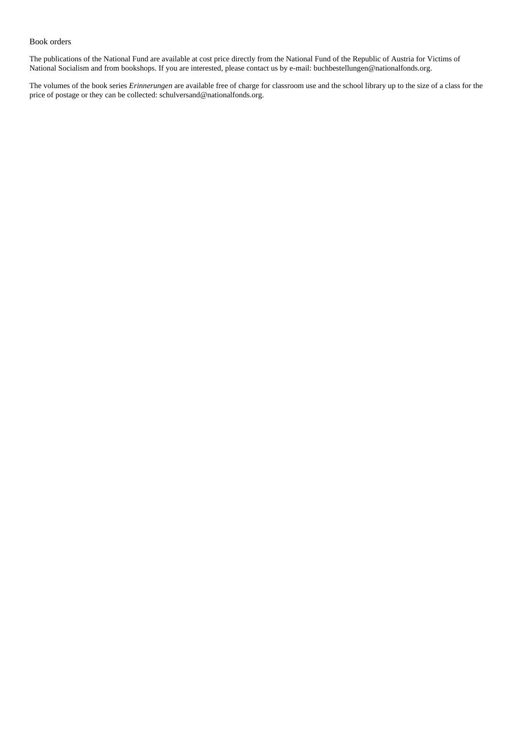## Book orders

The publications of the National Fund are available at cost price directly from the National Fund of the Republic of Austria for Victims of National Socialism and from bookshops. If you are interested, please contact us by e-mail: buchbestellungen@nationalfonds.org.

The volumes of the book series *Erinnerungen* are available free of charge for classroom use and the school library up to the size of a class for the price of postage or they can be collected: schulversand@nationalfonds.org.